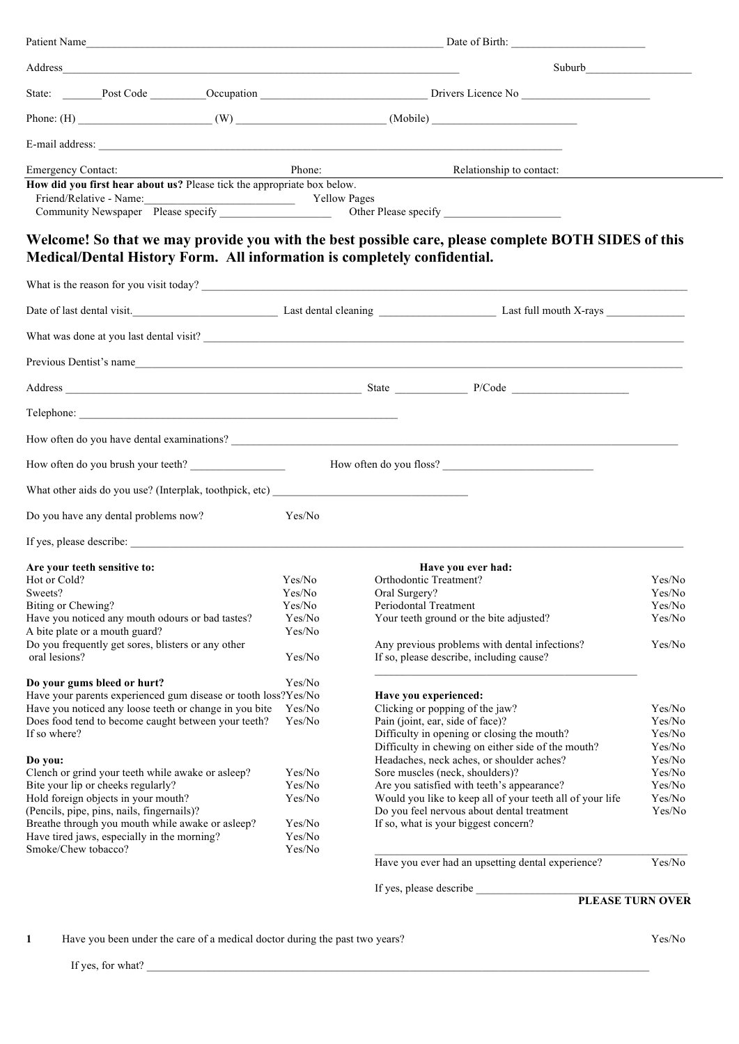Patient Name_______________________________________________ Date of Birth: ______________________

Address______________________________________________________ Suburb__________________

State: _______Post Code _________Occupation ___________________________ Drivers Licence No _____________________

Phone: (H) ______________________ (W) _________________________ (Mobile) ________________________

E-mail address: ____________________________________________________________________________

Emergency Contact: Phone: Relationship to contact:

**How did you first hear about us?** Please tick the appropriate box below.

Friend/Relative - Name:___________________________ Yellow Pages

Community Newspaper Please specify ___________________ Other Please specify ____________________

## Welcome! So that we may provide you with the best possible care, please complete BOTH SIDES of this Medical/Dental History Form. All information is completely confidential.

What is the reason for you visit today? ______________________________________________________________

Date of last dental visit.__________________________ Last dental cleaning ____________________ Last full mouth X-rays _____________

What was done at you last dental visit? ______________________________________________________________

Previous Dentist's name____________________________________________________________________________

Address ____________________________________________________ State _____________ P/Code ____________________

Telephone: __________________________________________________________

How often do you have dental examinations? __________________________________________________________

How often do you brush your teeth? _________________ How often do you floss? ___________________________

What other aids do you use? (Interplak, toothpick, etc) __________________________________

Do you have any dental problems now? Yes/No

If yes, please describe: ______________________________________________________________________________

**Are your teeth sensitive to:**

Hot or Cold? Yes/No

Sweets? Yes/No

Biting or Chewing? Yes/No

Have you noticed any mouth odours or bad tastes? Yes/No

A bite plate or a mouth guard? Yes/No

Do you frequently get sores, blisters or any other oral lesions? Yes/No

**Do your gums bleed or hurt?** Yes/No

Have your parents experienced gum disease or tooth loss? Yes/No

Have you noticed any loose teeth or change in you bite Yes/No

Does food tend to become caught between your teeth? Yes/No

If so where?

**Do you:**

Clench or grind your teeth while awake or asleep? Yes/No

Bite your lip or cheeks regularly? Yes/No

Hold foreign objects in your mouth? Yes/No

(Pencils, pipe, pins, nails, fingernails)?

Breathe through you mouth while awake or asleep? Yes/No

Have tired jaws, especially in the morning? Yes/No

Smoke/Chew tobacco? Yes/No

**Have you ever had:**

Orthodontic Treatment? Yes/No

Oral Surgery? Yes/No

Periodontal Treatment Yes/No

Your teeth ground or the bite adjusted? Yes/No

Any previous problems with dental infections? Yes/No

If so, please describe, including cause?

_______________________________________________

**Have you experienced:**

Clicking or popping of the jaw? Yes/No

Pain (joint, ear, side of face)? Yes/No

Difficulty in opening or closing the mouth? Yes/No

Difficulty in chewing on either side of the mouth? Yes/No

Headaches, neck aches, or shoulder aches? Yes/No

Sore muscles (neck, shoulders)? Yes/No

Are you satisfied with teeth's appearance? Yes/No

Would you like to keep all of your teeth all of your life Yes/No

Do you feel nervous about dental treatment Yes/No

If so, what is your biggest concern?

_______________________________________________

Have you ever had an upsetting dental experience? Yes/No

If yes, please describe ____________________________________

**PLEASE TURN OVER**

1 Have you been under the care of a medical doctor during the past two years? Yes/No

If yes, for what? ____________________________________________________________________________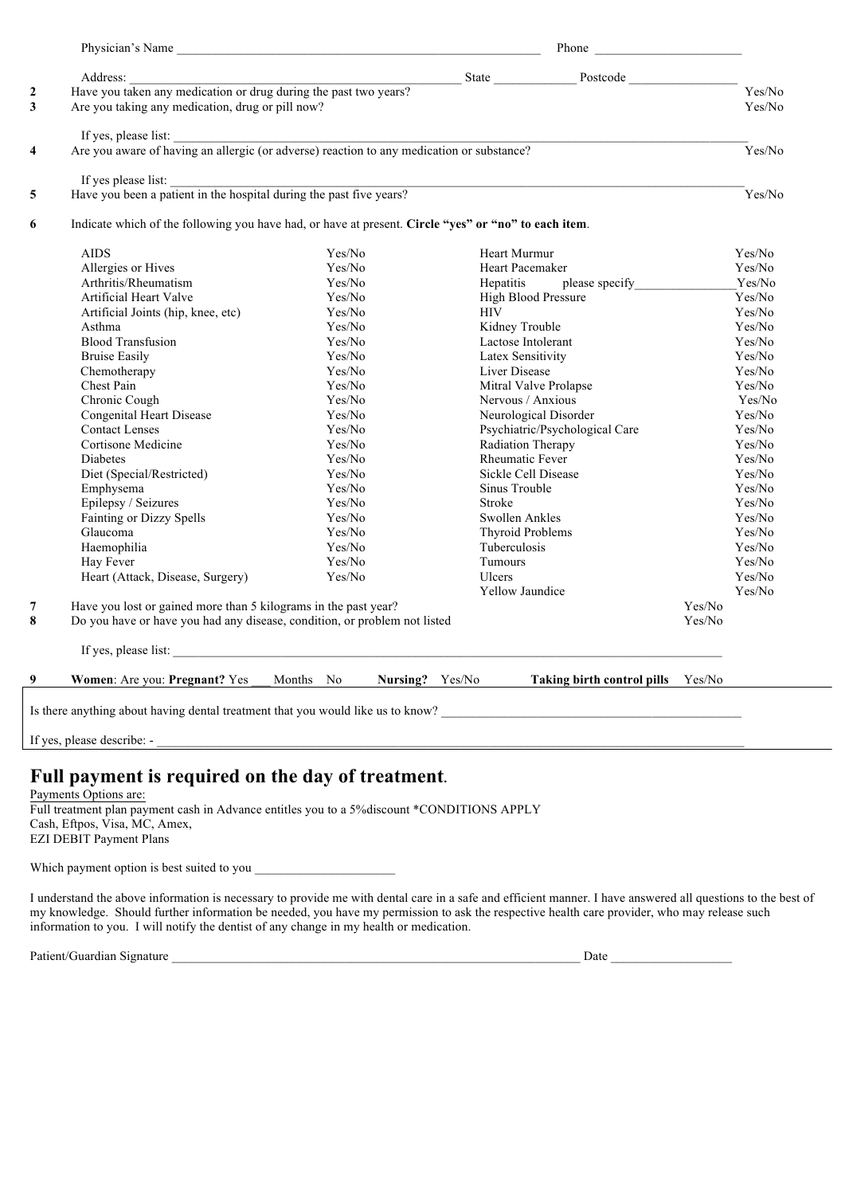Physician's Name ________________________________________ Phone ____________________

Address: ________________________________________ State ____________ Postcode ________________

| | | |
|---|---|---|
| 2 | Have you taken any medication or drug during the past two years? | Yes/No |
| 3 | Are you taking any medication, drug or pill now? | Yes/No |
| | If yes, please list: ______________________________ | |
| 4 | Are you aware of having an allergic (or adverse) reaction to any medication or substance? | Yes/No |
| | If yes please list: ______________________________ | |
| 5 | Have you been a patient in the hospital during the past five years? | Yes/No |

**6** Indicate which of the following you have had, or have at present. **Circle "yes" or "no" to each item**.

| | | | |
|---|---|---|---|
| AIDS | Yes/No | Heart Murmur | Yes/No |
| Allergies or Hives | Yes/No | Heart Pacemaker | Yes/No |
| Arthritis/Rheumatism | Yes/No | Hepatitis please specify______________ | Yes/No |
| Artificial Heart Valve | Yes/No | High Blood Pressure | Yes/No |
| Artificial Joints (hip, knee, etc) | Yes/No | HIV | Yes/No |
| Asthma | Yes/No | Kidney Trouble | Yes/No |
| Blood Transfusion | Yes/No | Lactose Intolerant | Yes/No |
| Bruise Easily | Yes/No | Latex Sensitivity | Yes/No |
| Chemotherapy | Yes/No | Liver Disease | Yes/No |
| Chest Pain | Yes/No | Mitral Valve Prolapse | Yes/No |
| Chronic Cough | Yes/No | Nervous / Anxious | Yes/No |
| Congenital Heart Disease | Yes/No | Neurological Disorder | Yes/No |
| Contact Lenses | Yes/No | Psychiatric/Psychological Care | Yes/No |
| Cortisone Medicine | Yes/No | Radiation Therapy | Yes/No |
| Diabetes | Yes/No | Rheumatic Fever | Yes/No |
| Diet (Special/Restricted) | Yes/No | Sickle Cell Disease | Yes/No |
| Emphysema | Yes/No | Sinus Trouble | Yes/No |
| Epilepsy / Seizures | Yes/No | Stroke | Yes/No |
| Fainting or Dizzy Spells | Yes/No | Swollen Ankles | Yes/No |
| Glaucoma | Yes/No | Thyroid Problems | Yes/No |
| Haemophilia | Yes/No | Tuberculosis | Yes/No |
| Hay Fever | Yes/No | Tumours | Yes/No |
| Heart (Attack, Disease, Surgery) | Yes/No | Ulcers | Yes/No |
| | | Yellow Jaundice | Yes/No |

| | | |
|---|---|---|
| 7 | Have you lost or gained more than 5 kilograms in the past year? | Yes/No |
| 8 | Do you have or have you had any disease, condition, or problem not listed | Yes/No |
| | If yes, please list: ______________________________ | |

**9** **Women**: Are you: **Pregnant?** Yes ___ Months No **Nursing?** Yes/No **Taking birth control pills** Yes/No

Is there anything about having dental treatment that you would like us to know? ______________________________

If yes, please describe: - ______________________________

# Full payment is required on the day of treatment.

Payments Options are:
Full treatment plan payment cash in Advance entitles you to a 5%discount *CONDITIONS APPLY
Cash, Eftpos, Visa, MC, Amex,
EZI DEBIT Payment Plans

Which payment option is best suited to you ____________________

I understand the above information is necessary to provide me with dental care in a safe and efficient manner. I have answered all questions to the best of my knowledge. Should further information be needed, you have my permission to ask the respective health care provider, who may release such information to you. I will notify the dentist of any change in my health or medication.

Patient/Guardian Signature ________________________________________ Date __________________